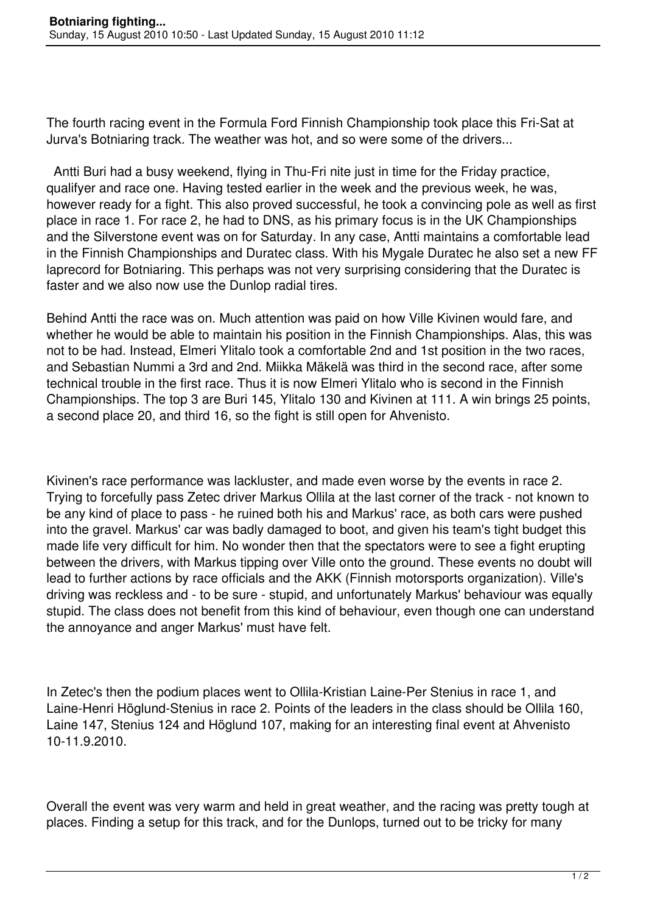# Botniaring fighting...

Sunday, 15 August 2010 10:50 - Last Updated Sunday, 15 August 2010 11:12

The fourth racing event in the Formula Ford Finnish Championship took place this Fri-Sat at Jurva's Botniaring track. The weather was hot, and so were some of the drivers...

Antti Buri had a busy weekend, flying in Thu-Fri nite just in time for the Friday practice, qualifyer and race one. Having tested earlier in the week and the previous week, he was, however ready for a fight. This also proved successful, he took a convincing pole as well as first place in race 1. For race 2, he had to DNS, as his primary focus is in the UK Championships and the Silverstone event was on for Saturday. In any case, Antti maintains a comfortable lead in the Finnish Championships and Duratec class. With his Mygale Duratec he also set a new FF laprecord for Botniaring. This perhaps was not very surprising considering that the Duratec is faster and we also now use the Dunlop radial tires.

Behind Antti the race was on. Much attention was paid on how Ville Kivinen would fare, and whether he would be able to maintain his position in the Finnish Championships. Alas, this was not to be had. Instead, Elmeri Ylitalo took a comfortable 2nd and 1st position in the two races, and Sebastian Nummi a 3rd and 2nd. Miikka Mäkelä was third in the second race, after some technical trouble in the first race. Thus it is now Elmeri Ylitalo who is second in the Finnish Championships. The top 3 are Buri 145, Ylitalo 130 and Kivinen at 111. A win brings 25 points, a second place 20, and third 16, so the fight is still open for Ahvenisto.

Kivinen's race performance was lackluster, and made even worse by the events in race 2. Trying to forcefully pass Zetec driver Markus Ollila at the last corner of the track - not known to be any kind of place to pass - he ruined both his and Markus' race, as both cars were pushed into the gravel. Markus' car was badly damaged to boot, and given his team's tight budget this made life very difficult for him. No wonder then that the spectators were to see a fight erupting between the drivers, with Markus tipping over Ville onto the ground. These events no doubt will lead to further actions by race officials and the AKK (Finnish motorsports organization). Ville's driving was reckless and - to be sure - stupid, and unfortunately Markus' behaviour was equally stupid. The class does not benefit from this kind of behaviour, even though one can understand the annoyance and anger Markus' must have felt.

In Zetec's then the podium places went to Ollila-Kristian Laine-Per Stenius in race 1, and Laine-Henri Höglund-Stenius in race 2. Points of the leaders in the class should be Ollila 160, Laine 147, Stenius 124 and Höglund 107, making for an interesting final event at Ahvenisto 10-11.9.2010.

Overall the event was very warm and held in great weather, and the racing was pretty tough at places. Finding a setup for this track, and for the Dunlops, turned out to be tricky for many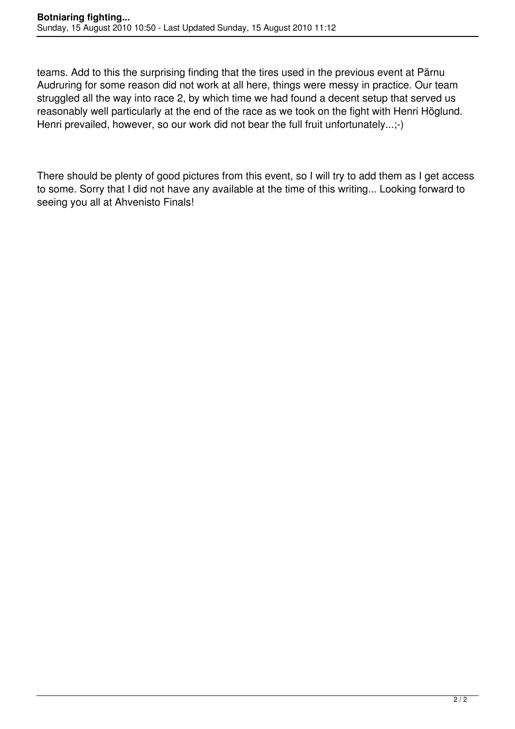teams. Add to this the surprising finding that the tires used in the previous event at Pärnu Audruring for some reason did not work at all here, things were messy in practice. Our team struggled all the way into race 2, by which time we had found a decent setup that served us reasonably well particularly at the end of the race as we took on the fight with Henri Höglund. Henri prevailed, however, so our work did not bear the full fruit unfortunately...;-)

There should be plenty of good pictures from this event, so I will try to add them as I get access to some. Sorry that I did not have any available at the time of this writing... Looking forward to seeing you all at Ahvenisto Finals!